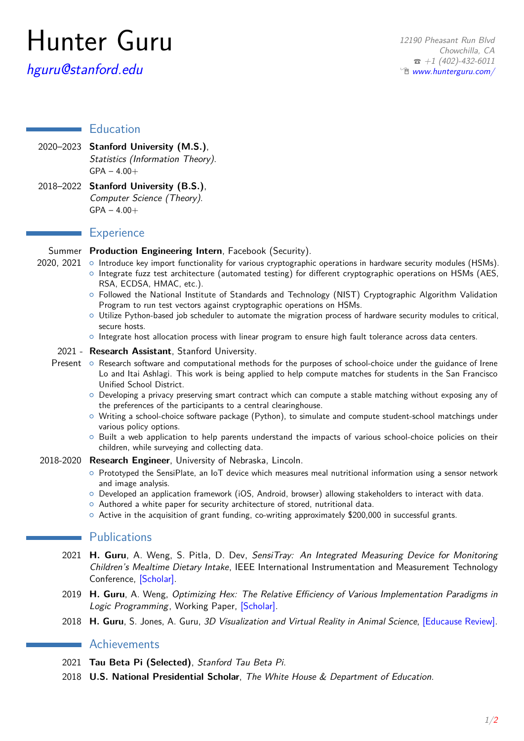# Hunter Guru

[hguru@stanford.edu](mailto:hguru@stanford.edu)

*12190 Pheasant Run Blvd*
*Chowchilla, CA*
☎ *+1 (402)-432-6011*
[www.hunterguru.com/](http://www.hunterguru.com/)

## Education

2020–2023 **Stanford University (M.S.)**, *Statistics (Information Theory)*.
GPA – 4.00+

2018–2022 **Stanford University (B.S.)**, *Computer Science (Theory)*.
GPA – 4.00+

## Experience

Summer 2020, 2021 **Production Engineering Intern**, Facebook (Security).

- Introduce key import functionality for various cryptographic operations in hardware security modules (HSMs).
- Integrate fuzz test architecture (automated testing) for different cryptographic operations on HSMs (AES, RSA, ECDSA, HMAC, etc.).
- Followed the National Institute of Standards and Technology (NIST) Cryptographic Algorithm Validation Program to run test vectors against cryptographic operations on HSMs.
- Utilize Python-based job scheduler to automate the migration process of hardware security modules to critical, secure hosts.
- Integrate host allocation process with linear program to ensure high fault tolerance across data centers.

2021 - Present **Research Assistant**, Stanford University.

- Research software and computational methods for the purposes of school-choice under the guidance of Irene Lo and Itai Ashlagi. This work is being applied to help compute matches for students in the San Francisco Unified School District.
- Developing a privacy preserving smart contract which can compute a stable matching without exposing any of the preferences of the participants to a central clearinghouse.
- Writing a school-choice software package (Python), to simulate and compute student-school matchings under various policy options.
- Built a web application to help parents understand the impacts of various school-choice policies on their children, while surveying and collecting data.

2018-2020 **Research Engineer**, University of Nebraska, Lincoln.

- Prototyped the SensiPlate, an IoT device which measures meal nutritional information using a sensor network and image analysis.
- Developed an application framework (iOS, Android, browser) allowing stakeholders to interact with data.
- Authored a white paper for security architecture of stored, nutritional data.
- Active in the acquisition of grant funding, co-writing approximately $200,000 in successful grants.

## Publications

2021 **H. Guru**, A. Weng, S. Pitla, D. Dev, *SensiTray: An Integrated Measuring Device for Monitoring Children's Mealtime Dietary Intake*, IEEE International Instrumentation and Measurement Technology Conference, [Scholar].

2019 **H. Guru**, A. Weng, *Optimizing Hex: The Relative Efficiency of Various Implementation Paradigms in Logic Programming*, Working Paper, [Scholar].

2018 **H. Guru**, S. Jones, A. Guru, *3D Visualization and Virtual Reality in Animal Science*, [Educause Review].

## Achievements

2021 **Tau Beta Pi (Selected)**, *Stanford Tau Beta Pi*.

2018 **U.S. National Presidential Scholar**, *The White House & Department of Education*.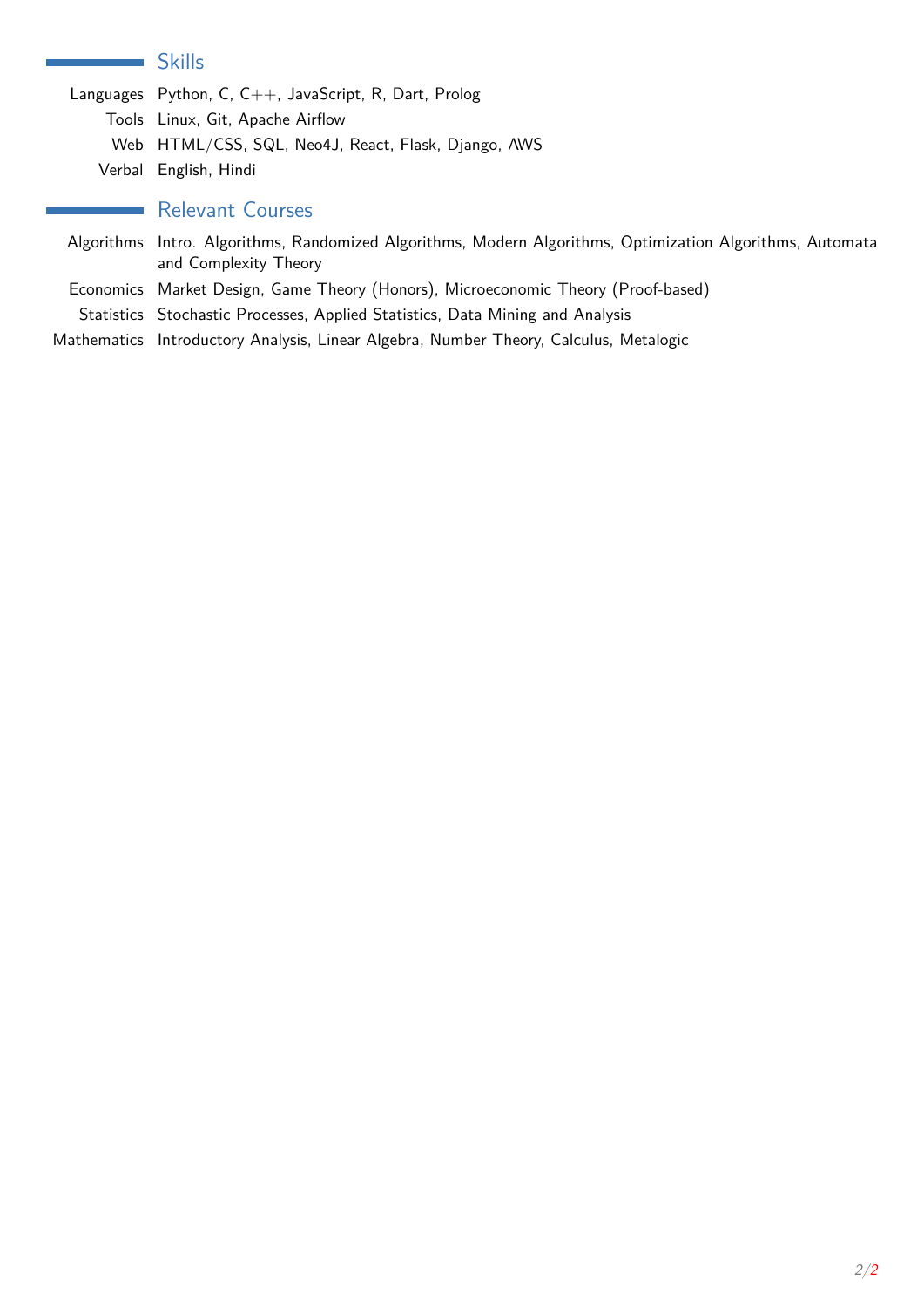## Skills

| | |
|---|---|
| Languages | Python, C, C++, JavaScript, R, Dart, Prolog |
| Tools | Linux, Git, Apache Airflow |
| Web | HTML/CSS, SQL, Neo4J, React, Flask, Django, AWS |
| Verbal | English, Hindi |

## Relevant Courses

| | |
|---|---|
| Algorithms | Intro. Algorithms, Randomized Algorithms, Modern Algorithms, Optimization Algorithms, Automata and Complexity Theory |
| Economics | Market Design, Game Theory (Honors), Microeconomic Theory (Proof-based) |
| Statistics | Stochastic Processes, Applied Statistics, Data Mining and Analysis |
| Mathematics | Introductory Analysis, Linear Algebra, Number Theory, Calculus, Metalogic |